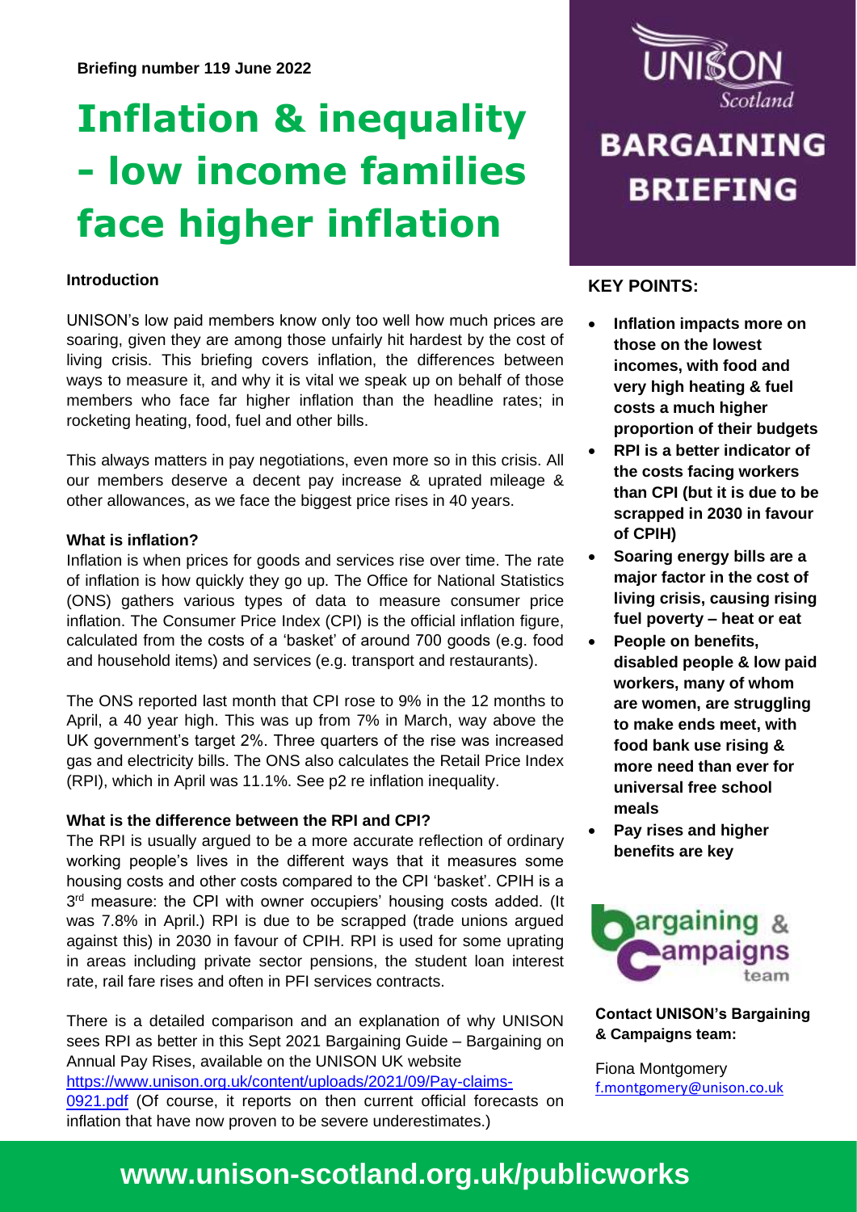**Briefing number 119 June 2022**

# Inflation & inequality - low income families face higher inflation

UNISON Scotland

**BARGAINING BRIEFING**

**Introduction**

UNISON's low paid members know only too well how much prices are soaring, given they are among those unfairly hit hardest by the cost of living crisis. This briefing covers inflation, the differences between ways to measure it, and why it is vital we speak up on behalf of those members who face far higher inflation than the headline rates; in rocketing heating, food, fuel and other bills.

This always matters in pay negotiations, even more so in this crisis. All our members deserve a decent pay increase & uprated mileage & other allowances, as we face the biggest price rises in 40 years.

**What is inflation?**

Inflation is when prices for goods and services rise over time. The rate of inflation is how quickly they go up. The Office for National Statistics (ONS) gathers various types of data to measure consumer price inflation. The Consumer Price Index (CPI) is the official inflation figure, calculated from the costs of a 'basket' of around 700 goods (e.g. food and household items) and services (e.g. transport and restaurants).

The ONS reported last month that CPI rose to 9% in the 12 months to April, a 40 year high. This was up from 7% in March, way above the UK government's target 2%. Three quarters of the rise was increased gas and electricity bills. The ONS also calculates the Retail Price Index (RPI), which in April was 11.1%. See p2 re inflation inequality.

**What is the difference between the RPI and CPI?**

The RPI is usually argued to be a more accurate reflection of ordinary working people's lives in the different ways that it measures some housing costs and other costs compared to the CPI 'basket'. CPIH is a 3rd measure: the CPI with owner occupiers' housing costs added. (It was 7.8% in April.) RPI is due to be scrapped (trade unions argued against this) in 2030 in favour of CPIH. RPI is used for some uprating in areas including private sector pensions, the student loan interest rate, rail fare rises and often in PFI services contracts.

There is a detailed comparison and an explanation of why UNISON sees RPI as better in this Sept 2021 Bargaining Guide – Bargaining on Annual Pay Rises, available on the UNISON UK website https://www.unison.org.uk/content/uploads/2021/09/Pay-claims-0921.pdf (Of course, it reports on then current official forecasts on inflation that have now proven to be severe underestimates.)

**KEY POINTS:**

- **Inflation impacts more on those on the lowest incomes, with food and very high heating & fuel costs a much higher proportion of their budgets**
- **RPI is a better indicator of the costs facing workers than CPI (but it is due to be scrapped in 2030 in favour of CPIH)**
- **Soaring energy bills are a major factor in the cost of living crisis, causing rising fuel poverty – heat or eat**
- **People on benefits, disabled people & low paid workers, many of whom are women, are struggling to make ends meet, with food bank use rising & more need than ever for universal free school meals**
- **Pay rises and higher benefits are key**

Bargaining & Campaigns team

**Contact UNISON's Bargaining & Campaigns team:**

Fiona Montgomery
f.montgomery@unison.co.uk

**www.unison-scotland.org.uk/publicworks**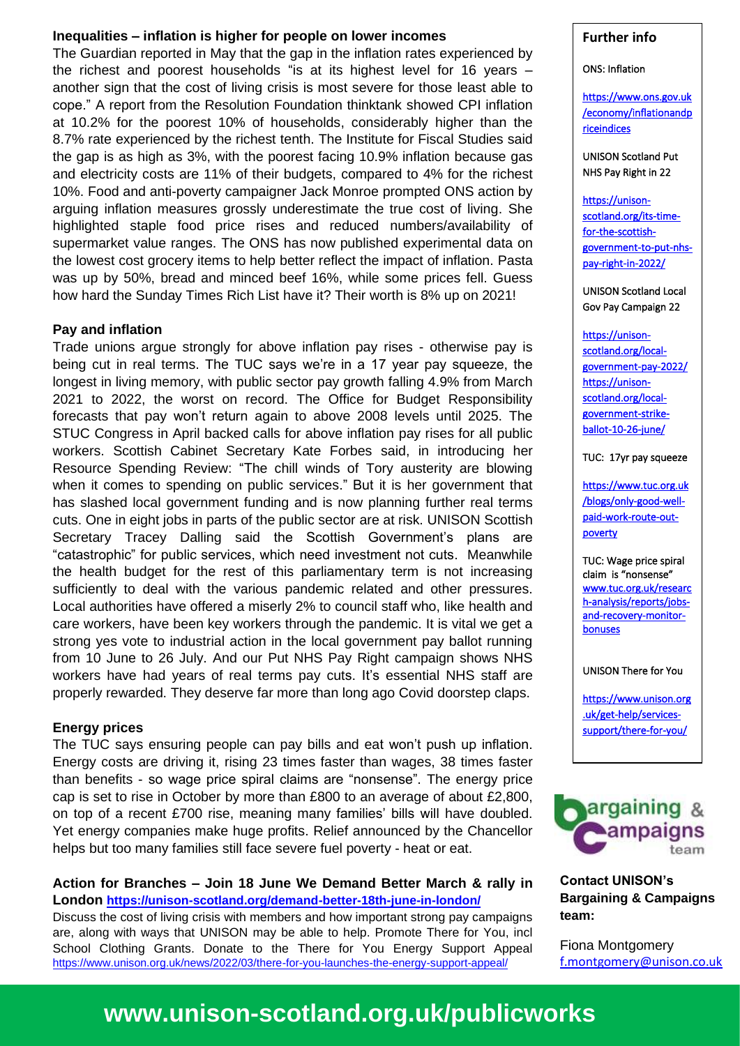### Inequalities – inflation is higher for people on lower incomes

The Guardian reported in May that the gap in the inflation rates experienced by the richest and poorest households "is at its highest level for 16 years – another sign that the cost of living crisis is most severe for those least able to cope." A report from the Resolution Foundation thinktank showed CPI inflation at 10.2% for the poorest 10% of households, considerably higher than the 8.7% rate experienced by the richest tenth. The Institute for Fiscal Studies said the gap is as high as 3%, with the poorest facing 10.9% inflation because gas and electricity costs are 11% of their budgets, compared to 4% for the richest 10%. Food and anti-poverty campaigner Jack Monroe prompted ONS action by arguing inflation measures grossly underestimate the true cost of living. She highlighted staple food price rises and reduced numbers/availability of supermarket value ranges. The ONS has now published experimental data on the lowest cost grocery items to help better reflect the impact of inflation. Pasta was up by 50%, bread and minced beef 16%, while some prices fell. Guess how hard the Sunday Times Rich List have it? Their worth is 8% up on 2021!

### Pay and inflation

Trade unions argue strongly for above inflation pay rises - otherwise pay is being cut in real terms. The TUC says we're in a 17 year pay squeeze, the longest in living memory, with public sector pay growth falling 4.9% from March 2021 to 2022, the worst on record. The Office for Budget Responsibility forecasts that pay won't return again to above 2008 levels until 2025. The STUC Congress in April backed calls for above inflation pay rises for all public workers. Scottish Cabinet Secretary Kate Forbes said, in introducing her Resource Spending Review: "The chill winds of Tory austerity are blowing when it comes to spending on public services." But it is her government that has slashed local government funding and is now planning further real terms cuts. One in eight jobs in parts of the public sector are at risk. UNISON Scottish Secretary Tracey Dalling said the Scottish Government's plans are "catastrophic" for public services, which need investment not cuts. Meanwhile the health budget for the rest of this parliamentary term is not increasing sufficiently to deal with the various pandemic related and other pressures. Local authorities have offered a miserly 2% to council staff who, like health and care workers, have been key workers through the pandemic. It is vital we get a strong yes vote to industrial action in the local government pay ballot running from 10 June to 26 July. And our Put NHS Pay Right campaign shows NHS workers have had years of real terms pay cuts. It's essential NHS staff are properly rewarded. They deserve far more than long ago Covid doorstep claps.

### Energy prices

The TUC says ensuring people can pay bills and eat won't push up inflation. Energy costs are driving it, rising 23 times faster than wages, 38 times faster than benefits - so wage price spiral claims are "nonsense". The energy price cap is set to rise in October by more than £800 to an average of about £2,800, on top of a recent £700 rise, meaning many families' bills will have doubled. Yet energy companies make huge profits. Relief announced by the Chancellor helps but too many families still face severe fuel poverty - heat or eat.

### Action for Branches – Join 18 June We Demand Better March & rally in London https://unison-scotland.org/demand-better-18th-june-in-london/

Discuss the cost of living crisis with members and how important strong pay campaigns are, along with ways that UNISON may be able to help. Promote There for You, incl School Clothing Grants. Donate to the There for You Energy Support Appeal https://www.unison.org.uk/news/2022/03/there-for-you-launches-the-energy-support-appeal/

### Further info

ONS: Inflation

https://www.ons.gov.uk/economy/inflationandpriceindices

UNISON Scotland Put NHS Pay Right in 22

https://unison-scotland.org/its-time-for-the-scottish-government-to-put-nhs-pay-right-in-2022/

UNISON Scotland Local Gov Pay Campaign 22

https://unison-scotland.org/local-government-pay-2022/
https://unison-scotland.org/local-government-strike-ballot-10-26-june/

TUC: 17yr pay squeeze

https://www.tuc.org.uk/blogs/only-good-well-paid-work-route-out-poverty

TUC: Wage price spiral claim is "nonsense"
www.tuc.org.uk/research-analysis/reports/jobs-and-recovery-monitor-bonuses

UNISON There for You

https://www.unison.org.uk/get-help/services-support/there-for-you/

Bargaining & Campaigns team

**Contact UNISON's Bargaining & Campaigns team:**

Fiona Montgomery
f.montgomery@unison.co.uk

## www.unison-scotland.org.uk/publicworks